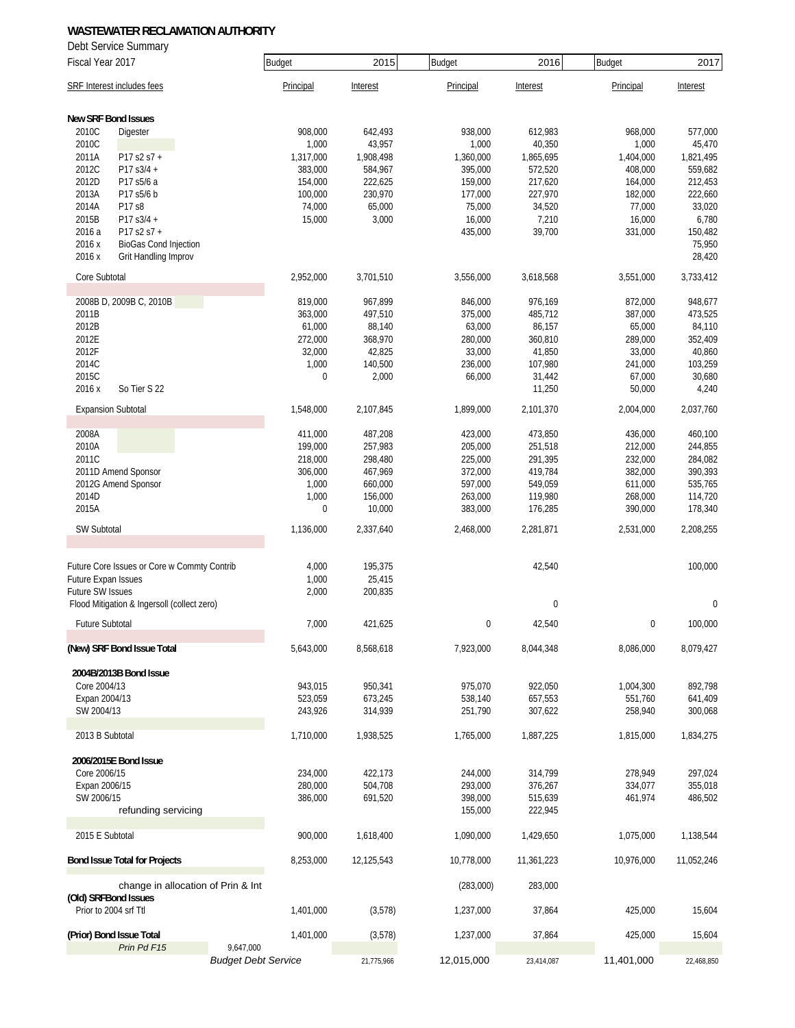# WASTEWATER RECLAMATION AUTHORITY

Debt Service Summary

| Fiscal Year 2017 | | Budget 2015 | | Budget 2016 | | Budget 2017 | |
|---|---|---|---|---|---|---|---|
| SRF Interest includes fees | | Principal | Interest | Principal | Interest | Principal | Interest |
| **New SRF Bond Issues** | | | | | | | |
| 2010C | Digester | 908,000 | 642,493 | 938,000 | 612,983 | 968,000 | 577,000 |
| 2010C | | 1,000 | 43,957 | 1,000 | 40,350 | 1,000 | 45,470 |
| 2011A | P17 s2 s7 + | 1,317,000 | 1,908,498 | 1,360,000 | 1,865,695 | 1,404,000 | 1,821,495 |
| 2012C | P17 s3/4 + | 383,000 | 584,967 | 395,000 | 572,520 | 408,000 | 559,682 |
| 2012D | P17 s5/6 a | 154,000 | 222,625 | 159,000 | 217,620 | 164,000 | 212,453 |
| 2013A | P17 s5/6 b | 100,000 | 230,970 | 177,000 | 227,970 | 182,000 | 222,660 |
| 2014A | P17 s8 | 74,000 | 65,000 | 75,000 | 34,520 | 77,000 | 33,020 |
| 2015B | P17 s3/4 + | 15,000 | 3,000 | 16,000 | 7,210 | 16,000 | 6,780 |
| 2016 a | P17 s2 s7 + | | | 435,000 | 39,700 | 331,000 | 150,482 |
| 2016 x | BioGas Cond Injection | | | | | | 75,950 |
| 2016 x | Grit Handling Improv | | | | | | 28,420 |
| Core Subtotal | | 2,952,000 | 3,701,510 | 3,556,000 | 3,618,568 | 3,551,000 | 3,733,412 |
| 2008B D, 2009B C, 2010B | | 819,000 | 967,899 | 846,000 | 976,169 | 872,000 | 948,677 |
| 2011B | | 363,000 | 497,510 | 375,000 | 485,712 | 387,000 | 473,525 |
| 2012B | | 61,000 | 88,140 | 63,000 | 86,157 | 65,000 | 84,110 |
| 2012E | | 272,000 | 368,970 | 280,000 | 360,810 | 289,000 | 352,409 |
| 2012F | | 32,000 | 42,825 | 33,000 | 41,850 | 33,000 | 40,860 |
| 2014C | | 1,000 | 140,500 | 236,000 | 107,980 | 241,000 | 103,259 |
| 2015C | | 0 | 2,000 | 66,000 | 31,442 | 67,000 | 30,680 |
| 2016 x | So Tier S 22 | | | | 11,250 | 50,000 | 4,240 |
| Expansion Subtotal | | 1,548,000 | 2,107,845 | 1,899,000 | 2,101,370 | 2,004,000 | 2,037,760 |
| 2008A | | 411,000 | 487,208 | 423,000 | 473,850 | 436,000 | 460,100 |
| 2010A | | 199,000 | 257,983 | 205,000 | 251,518 | 212,000 | 244,855 |
| 2011C | | 218,000 | 298,480 | 225,000 | 291,395 | 232,000 | 284,082 |
| 2011D Amend Sponsor | | 306,000 | 467,969 | 372,000 | 419,784 | 382,000 | 390,393 |
| 2012G Amend Sponsor | | 1,000 | 660,000 | 597,000 | 549,059 | 611,000 | 535,765 |
| 2014D | | 1,000 | 156,000 | 263,000 | 119,980 | 268,000 | 114,720 |
| 2015A | | 0 | 10,000 | 383,000 | 176,285 | 390,000 | 178,340 |
| SW Subtotal | | 1,136,000 | 2,337,640 | 2,468,000 | 2,281,871 | 2,531,000 | 2,208,255 |
| Future Core Issues or Core w Commty Contrib | | 4,000 | 195,375 | | 42,540 | | 100,000 |
| Future Expan Issues | | 1,000 | 25,415 | | | | |
| Future SW Issues | | 2,000 | 200,835 | | | | |
| Flood Mitigation & Ingersoll (collect zero) | | | | | 0 | | 0 |
| Future Subtotal | | 7,000 | 421,625 | 0 | 42,540 | 0 | 100,000 |
| **(New) SRF Bond Issue Total** | | 5,643,000 | 8,568,618 | 7,923,000 | 8,044,348 | 8,086,000 | 8,079,427 |
| **2004B/2013B Bond Issue** | | | | | | | |
| Core 2004/13 | | 943,015 | 950,341 | 975,070 | 922,050 | 1,004,300 | 892,798 |
| Expan 2004/13 | | 523,059 | 673,245 | 538,140 | 657,553 | 551,760 | 641,409 |
| SW 2004/13 | | 243,926 | 314,939 | 251,790 | 307,622 | 258,940 | 300,068 |
| 2013 B Subtotal | | 1,710,000 | 1,938,525 | 1,765,000 | 1,887,225 | 1,815,000 | 1,834,275 |
| **2006/2015E Bond Issue** | | | | | | | |
| Core 2006/15 | | 234,000 | 422,173 | 244,000 | 314,799 | 278,949 | 297,024 |
| Expan 2006/15 | | 280,000 | 504,708 | 293,000 | 376,267 | 334,077 | 355,018 |
| SW 2006/15 | | 386,000 | 691,520 | 398,000 | 515,639 | 461,974 | 486,502 |
| refunding servicing | | | | 155,000 | 222,945 | | |
| 2015 E Subtotal | | 900,000 | 1,618,400 | 1,090,000 | 1,429,650 | 1,075,000 | 1,138,544 |
| **Bond Issue Total for Projects** | | 8,253,000 | 12,125,543 | 10,778,000 | 11,361,223 | 10,976,000 | 11,052,246 |
| change in allocation of Prin & Int | | | | (283,000) | 283,000 | | |
| **(Old) SRF Bond Issues** | | | | | | | |
| Prior to 2004 srf Ttl | | 1,401,000 | (3,578) | 1,237,000 | 37,864 | 425,000 | 15,604 |
| **(Prior) Bond Issue Total** | | 1,401,000 | (3,578) | 1,237,000 | 37,864 | 425,000 | 15,604 |
| *Prin Pd F15* | 9,647,000 | | | | | | |
| *Budget Debt Service* | | | 21,775,966 | 12,015,000 | 23,414,087 | 11,401,000 | 22,468,850 |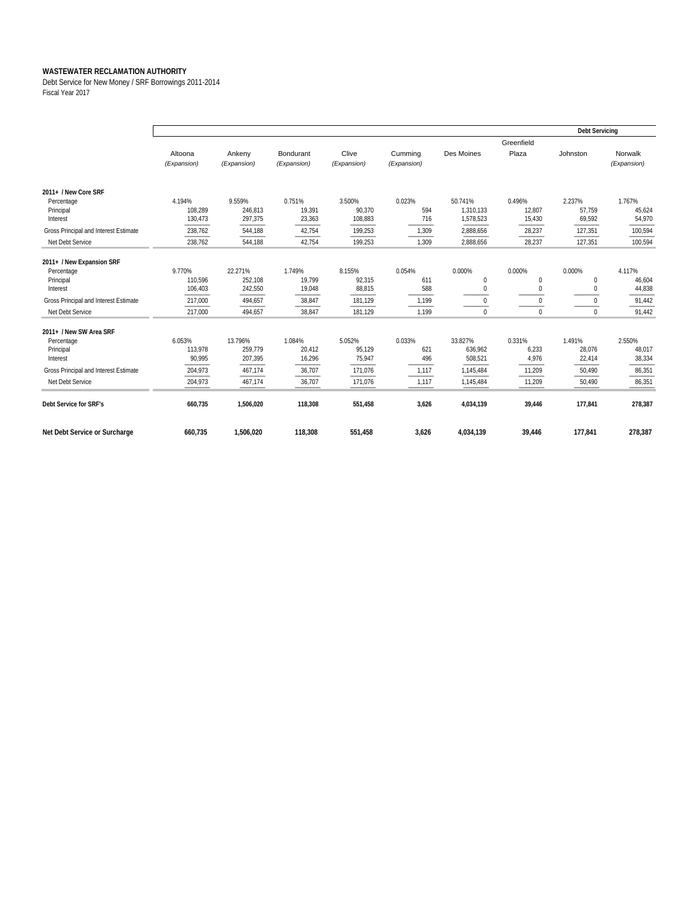**WASTEWATER RECLAMATION AUTHORITY**

Debt Service for New Money / SRF Borrowings 2011-2014

Fiscal Year 2017

| | | | | | | | | | Debt Servicing |
|---|---|---|---|---|---|---|---|---|---|
| | Altoona *(Expansion)* | Ankeny *(Expansion)* | Bondurant *(Expansion)* | Clive *(Expansion)* | Cumming *(Expansion)* | Des Moines | Greenfield Plaza | Johnston | Norwalk *(Expansion)* |
| **2011+ / New Core SRF** | | | | | | | | | |
| Percentage | 4.194% | 9.559% | 0.751% | 3.500% | 0.023% | 50.741% | 0.496% | 2.237% | 1.767% |
| Principal | 108,289 | 246,813 | 19,391 | 90,370 | 594 | 1,310,133 | 12,807 | 57,759 | 45,624 |
| Interest | 130,473 | 297,375 | 23,363 | 108,883 | 716 | 1,578,523 | 15,430 | 69,592 | 54,970 |
| Gross Principal and Interest Estimate | 238,762 | 544,188 | 42,754 | 199,253 | 1,309 | 2,888,656 | 28,237 | 127,351 | 100,594 |
| Net Debt Service | 238,762 | 544,188 | 42,754 | 199,253 | 1,309 | 2,888,656 | 28,237 | 127,351 | 100,594 |
| **2011+ / New Expansion SRF** | | | | | | | | | |
| Percentage | 9.770% | 22.271% | 1.749% | 8.155% | 0.054% | 0.000% | 0.000% | 0.000% | 4.117% |
| Principal | 110,596 | 252,108 | 19,799 | 92,315 | 611 | 0 | 0 | 0 | 46,604 |
| Interest | 106,403 | 242,550 | 19,048 | 88,815 | 588 | 0 | 0 | 0 | 44,838 |
| Gross Principal and Interest Estimate | 217,000 | 494,657 | 38,847 | 181,129 | 1,199 | 0 | 0 | 0 | 91,442 |
| Net Debt Service | 217,000 | 494,657 | 38,847 | 181,129 | 1,199 | 0 | 0 | 0 | 91,442 |
| **2011+ / New SW Area SRF** | | | | | | | | | |
| Percentage | 6.053% | 13.796% | 1.084% | 5.052% | 0.033% | 33.827% | 0.331% | 1.491% | 2.550% |
| Principal | 113,978 | 259,779 | 20,412 | 95,129 | 621 | 636,962 | 6,233 | 28,076 | 48,017 |
| Interest | 90,995 | 207,395 | 16,296 | 75,947 | 496 | 508,521 | 4,976 | 22,414 | 38,334 |
| Gross Principal and Interest Estimate | 204,973 | 467,174 | 36,707 | 171,076 | 1,117 | 1,145,484 | 11,209 | 50,490 | 86,351 |
| Net Debt Service | 204,973 | 467,174 | 36,707 | 171,076 | 1,117 | 1,145,484 | 11,209 | 50,490 | 86,351 |
| **Debt Service for SRF's** | **660,735** | **1,506,020** | **118,308** | **551,458** | **3,626** | **4,034,139** | **39,446** | **177,841** | **278,387** |
| **Net Debt Service or Surcharge** | **660,735** | **1,506,020** | **118,308** | **551,458** | **3,626** | **4,034,139** | **39,446** | **177,841** | **278,387** |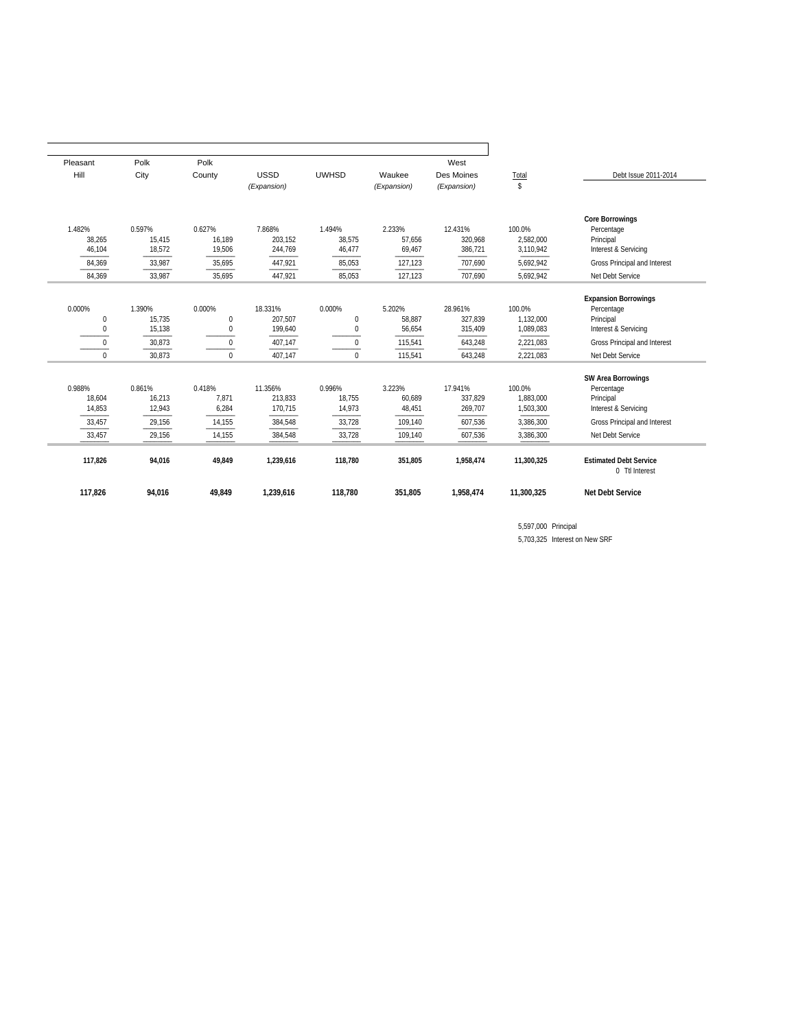| Pleasant Hill | Polk City | Polk County | USSD *(Expansion)* | UWHSD | Waukee *(Expansion)* | West Des Moines *(Expansion)* | Total $ | Debt Issue 2011-2014 |
|---|---|---|---|---|---|---|---|---|
| | | | | | | | | **Core Borrowings** |
| 1.482% | 0.597% | 0.627% | 7.868% | 1.494% | 2.233% | 12.431% | 100.0% | Percentage |
| 38,265 | 15,415 | 16,189 | 203,152 | 38,575 | 57,656 | 320,968 | 2,582,000 | Principal |
| 46,104 | 18,572 | 19,506 | 244,769 | 46,477 | 69,467 | 386,721 | 3,110,942 | Interest & Servicing |
| 84,369 | 33,987 | 35,695 | 447,921 | 85,053 | 127,123 | 707,690 | 5,692,942 | Gross Principal and Interest |
| 84,369 | 33,987 | 35,695 | 447,921 | 85,053 | 127,123 | 707,690 | 5,692,942 | Net Debt Service |
| | | | | | | | | **Expansion Borrowings** |
| 0.000% | 1.390% | 0.000% | 18.331% | 0.000% | 5.202% | 28.961% | 100.0% | Percentage |
| 0 | 15,735 | 0 | 207,507 | 0 | 58,887 | 327,839 | 1,132,000 | Principal |
| 0 | 15,138 | 0 | 199,640 | 0 | 56,654 | 315,409 | 1,089,083 | Interest & Servicing |
| 0 | 30,873 | 0 | 407,147 | 0 | 115,541 | 643,248 | 2,221,083 | Gross Principal and Interest |
| 0 | 30,873 | 0 | 407,147 | 0 | 115,541 | 643,248 | 2,221,083 | Net Debt Service |
| | | | | | | | | **SW Area Borrowings** |
| 0.988% | 0.861% | 0.418% | 11.356% | 0.996% | 3.223% | 17.941% | 100.0% | Percentage |
| 18,604 | 16,213 | 7,871 | 213,833 | 18,755 | 60,689 | 337,829 | 1,883,000 | Principal |
| 14,853 | 12,943 | 6,284 | 170,715 | 14,973 | 48,451 | 269,707 | 1,503,300 | Interest & Servicing |
| 33,457 | 29,156 | 14,155 | 384,548 | 33,728 | 109,140 | 607,536 | 3,386,300 | Gross Principal and Interest |
| 33,457 | 29,156 | 14,155 | 384,548 | 33,728 | 109,140 | 607,536 | 3,386,300 | Net Debt Service |
| **117,826** | **94,016** | **49,849** | **1,239,616** | **118,780** | **351,805** | **1,958,474** | **11,300,325** | **Estimated Debt Service** |
| | | | | | | | | 0 Ttl Interest |
| **117,826** | **94,016** | **49,849** | **1,239,616** | **118,780** | **351,805** | **1,958,474** | **11,300,325** | **Net Debt Service** |

5,597,000 Principal

5,703,325 Interest on New SRF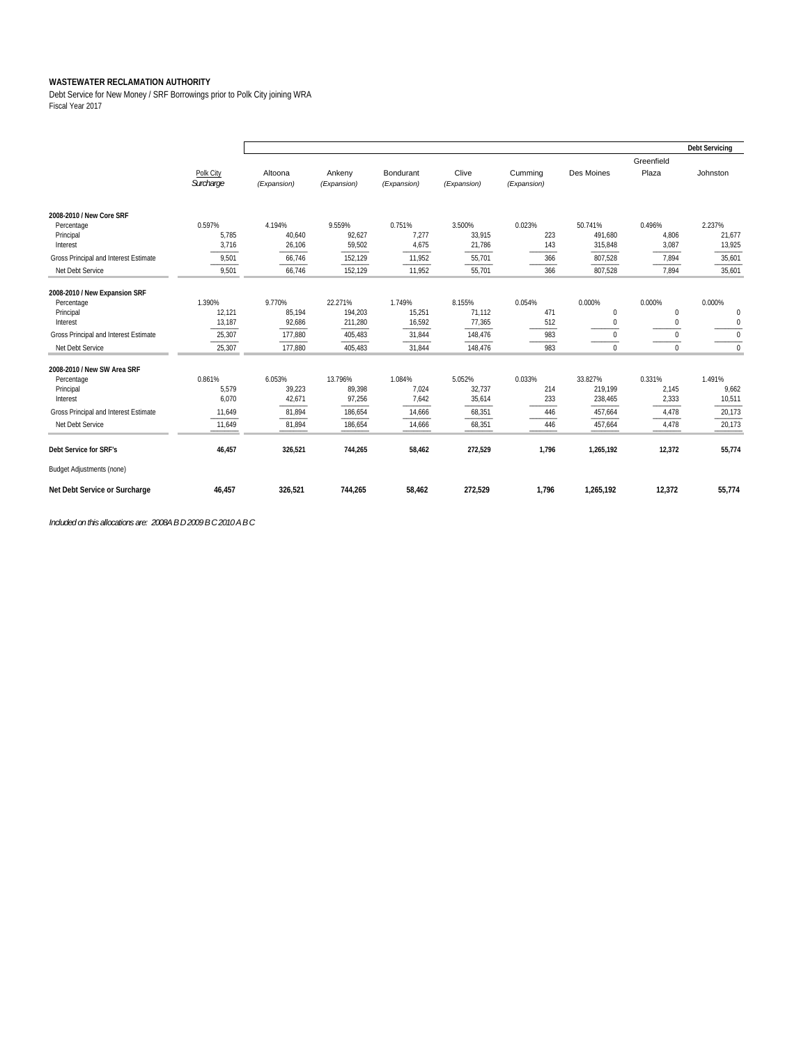**WASTEWATER RECLAMATION AUTHORITY**

Debt Service for New Money / SRF Borrowings prior to Polk City joining WRA

Fiscal Year 2017

| | | | | | | | | | Debt Servicing |
|---|---|---|---|---|---|---|---|---|---|
| | Polk City *Surcharge* | Altoona *(Expansion)* | Ankeny *(Expansion)* | Bondurant *(Expansion)* | Clive *(Expansion)* | Cumming *(Expansion)* | Des Moines | Greenfield Plaza | Johnston |
| **2008-2010 / New Core SRF** | | | | | | | | | |
| Percentage | 0.597% | 4.194% | 9.559% | 0.751% | 3.500% | 0.023% | 50.741% | 0.496% | 2.237% |
| Principal | 5,785 | 40,640 | 92,627 | 7,277 | 33,915 | 223 | 491,680 | 4,806 | 21,677 |
| Interest | 3,716 | 26,106 | 59,502 | 4,675 | 21,786 | 143 | 315,848 | 3,087 | 13,925 |
| Gross Principal and Interest Estimate | 9,501 | 66,746 | 152,129 | 11,952 | 55,701 | 366 | 807,528 | 7,894 | 35,601 |
| Net Debt Service | 9,501 | 66,746 | 152,129 | 11,952 | 55,701 | 366 | 807,528 | 7,894 | 35,601 |
| **2008-2010 / New Expansion SRF** | | | | | | | | | |
| Percentage | 1.390% | 9.770% | 22.271% | 1.749% | 8.155% | 0.054% | 0.000% | 0.000% | 0.000% |
| Principal | 12,121 | 85,194 | 194,203 | 15,251 | 71,112 | 471 | 0 | 0 | 0 |
| Interest | 13,187 | 92,686 | 211,280 | 16,592 | 77,365 | 512 | 0 | 0 | 0 |
| Gross Principal and Interest Estimate | 25,307 | 177,880 | 405,483 | 31,844 | 148,476 | 983 | 0 | 0 | 0 |
| Net Debt Service | 25,307 | 177,880 | 405,483 | 31,844 | 148,476 | 983 | 0 | 0 | 0 |
| **2008-2010 / New SW Area SRF** | | | | | | | | | |
| Percentage | 0.861% | 6.053% | 13.796% | 1.084% | 5.052% | 0.033% | 33.827% | 0.331% | 1.491% |
| Principal | 5,579 | 39,223 | 89,398 | 7,024 | 32,737 | 214 | 219,199 | 2,145 | 9,662 |
| Interest | 6,070 | 42,671 | 97,256 | 7,642 | 35,614 | 233 | 238,465 | 2,333 | 10,511 |
| Gross Principal and Interest Estimate | 11,649 | 81,894 | 186,654 | 14,666 | 68,351 | 446 | 457,664 | 4,478 | 20,173 |
| Net Debt Service | 11,649 | 81,894 | 186,654 | 14,666 | 68,351 | 446 | 457,664 | 4,478 | 20,173 |
| **Debt Service for SRF's** | **46,457** | **326,521** | **744,265** | **58,462** | **272,529** | **1,796** | **1,265,192** | **12,372** | **55,774** |
| Budget Adjustments (none) | | | | | | | | | |
| **Net Debt Service or Surcharge** | **46,457** | **326,521** | **744,265** | **58,462** | **272,529** | **1,796** | **1,265,192** | **12,372** | **55,774** |

*Included on this allocations are: 2008A B D 2009 B C 2010 A B C*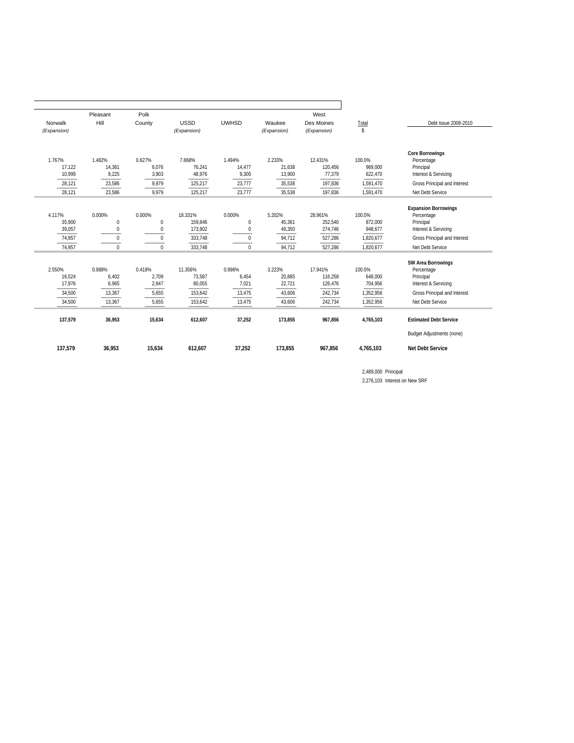| Norwalk (Expansion) | Pleasant Hill | Polk County | USSD (Expansion) | UWHSD | Waukee (Expansion) | West Des Moines (Expansion) | Total $ | Debt Issue 2008-2010 |
|---|---|---|---|---|---|---|---|---|
| | | | | | | | | **Core Borrowings** |
| 1.767% | 1.482% | 0.627% | 7.868% | 1.494% | 2.233% | 12.431% | 100.0% | Percentage |
| 17,122 | 14,361 | 6,076 | 76,241 | 14,477 | 21,638 | 120,456 | 969,000 | Principal |
| 10,999 | 9,225 | 3,903 | 48,976 | 9,300 | 13,900 | 77,379 | 622,470 | Interest & Servicing |
| 28,121 | 23,586 | 9,979 | 125,217 | 23,777 | 35,538 | 197,836 | 1,591,470 | Gross Principal and Interest |
| 28,121 | 23,586 | 9,979 | 125,217 | 23,777 | 35,538 | 197,836 | 1,591,470 | Net Debt Service |
| | | | | | | | | **Expansion Borrowings** |
| 4.117% | 0.000% | 0.000% | 18.331% | 0.000% | 5.202% | 28.961% | 100.0% | Percentage |
| 35,900 | 0 | 0 | 159,846 | 0 | 45,361 | 252,540 | 872,000 | Principal |
| 39,057 | 0 | 0 | 173,902 | 0 | 49,350 | 274,746 | 948,677 | Interest & Servicing |
| 74,957 | 0 | 0 | 333,748 | 0 | 94,712 | 527,286 | 1,820,677 | Gross Principal and Interest |
| 74,957 | 0 | 0 | 333,748 | 0 | 94,712 | 527,286 | 1,820,677 | Net Debt Service |
| | | | | | | | | **SW Area Borrowings** |
| 2.550% | 0.988% | 0.418% | 11.356% | 0.996% | 3.223% | 17.941% | 100.0% | Percentage |
| 16,524 | 6,402 | 2,709 | 73,587 | 6,454 | 20,885 | 116,258 | 648,000 | Principal |
| 17,976 | 6,965 | 2,947 | 80,055 | 7,021 | 22,721 | 126,476 | 704,956 | Interest & Servicing |
| 34,500 | 13,367 | 5,655 | 153,642 | 13,475 | 43,606 | 242,734 | 1,352,956 | Gross Principal and Interest |
| 34,500 | 13,367 | 5,655 | 153,642 | 13,475 | 43,606 | 242,734 | 1,352,956 | Net Debt Service |
| **137,579** | **36,953** | **15,634** | **612,607** | **37,252** | **173,855** | **967,856** | **4,765,103** | **Estimated Debt Service** |
| | | | | | | | | Budget Adjustments (none) |
| **137,579** | **36,953** | **15,634** | **612,607** | **37,252** | **173,855** | **967,856** | **4,765,103** | **Net Debt Service** |

2,489,000 Principal

2,276,103 Interest on New SRF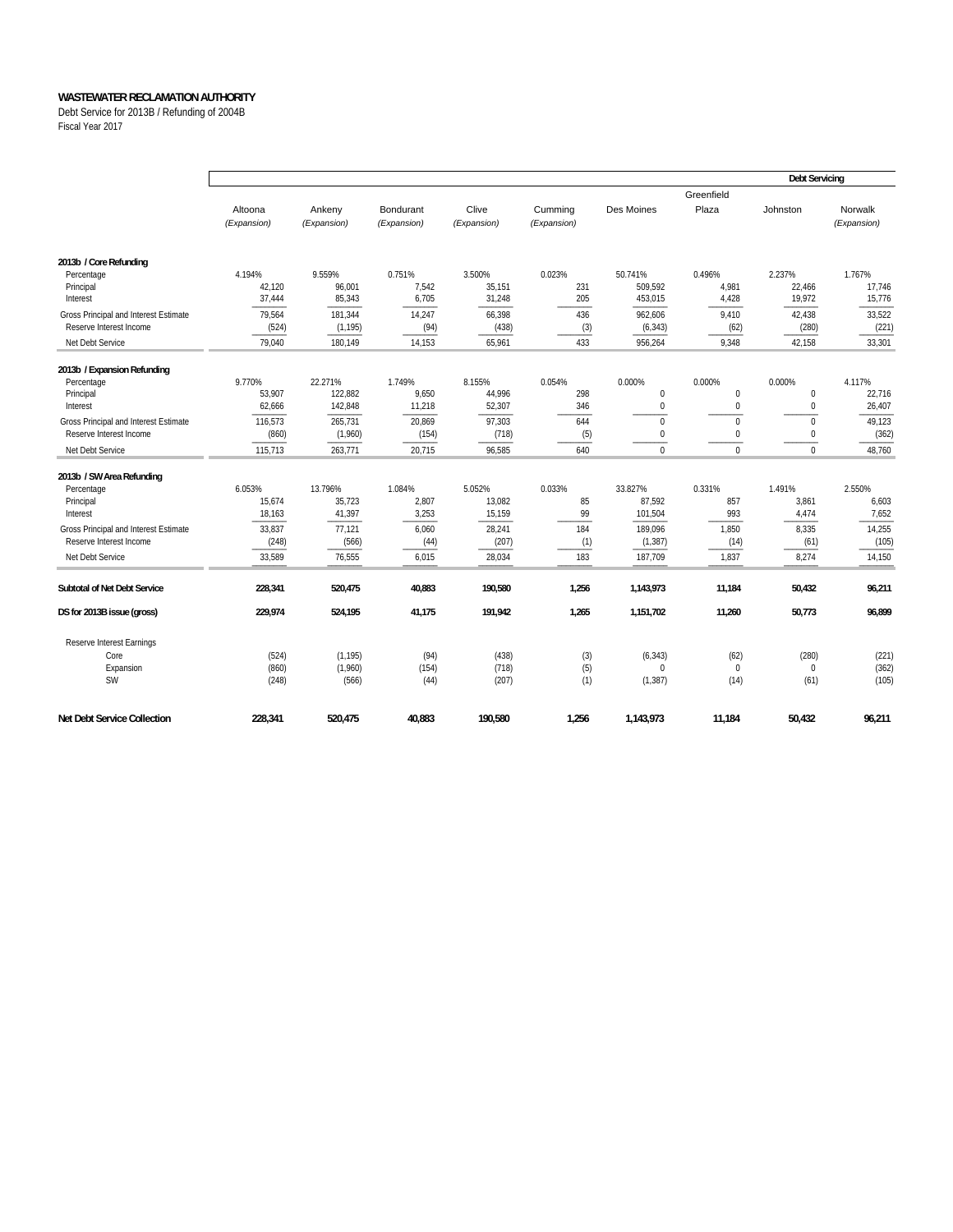**WASTEWATER RECLAMATION AUTHORITY**
Debt Service for 2013B / Refunding of 2004B
Fiscal Year 2017

| | | | | | | | | Debt Servicing | |
|---|---|---|---|---|---|---|---|---|---|
| | Altoona *(Expansion)* | Ankeny *(Expansion)* | Bondurant *(Expansion)* | Clive *(Expansion)* | Cumming *(Expansion)* | Des Moines | Greenfield Plaza | Johnston | Norwalk *(Expansion)* |
| **2013b / Core Refunding** | | | | | | | | | |
| Percentage | 4.194% | 9.559% | 0.751% | 3.500% | 0.023% | 50.741% | 0.496% | 2.237% | 1.767% |
| Principal | 42,120 | 96,001 | 7,542 | 35,151 | 231 | 509,592 | 4,981 | 22,466 | 17,746 |
| Interest | 37,444 | 85,343 | 6,705 | 31,248 | 205 | 453,015 | 4,428 | 19,972 | 15,776 |
| Gross Principal and Interest Estimate | 79,564 | 181,344 | 14,247 | 66,398 | 436 | 962,606 | 9,410 | 42,438 | 33,522 |
| Reserve Interest Income | (524) | (1,195) | (94) | (438) | (3) | (6,343) | (62) | (280) | (221) |
| Net Debt Service | 79,040 | 180,149 | 14,153 | 65,961 | 433 | 956,264 | 9,348 | 42,158 | 33,301 |
| **2013b / Expansion Refunding** | | | | | | | | | |
| Percentage | 9.770% | 22.271% | 1.749% | 8.155% | 0.054% | 0.000% | 0.000% | 0.000% | 4.117% |
| Principal | 53,907 | 122,882 | 9,650 | 44,996 | 298 | 0 | 0 | 0 | 22,716 |
| Interest | 62,666 | 142,848 | 11,218 | 52,307 | 346 | 0 | 0 | 0 | 26,407 |
| Gross Principal and Interest Estimate | 116,573 | 265,731 | 20,869 | 97,303 | 644 | 0 | 0 | 0 | 49,123 |
| Reserve Interest Income | (860) | (1,960) | (154) | (718) | (5) | 0 | 0 | 0 | (362) |
| Net Debt Service | 115,713 | 263,771 | 20,715 | 96,585 | 640 | 0 | 0 | 0 | 48,760 |
| **2013b / SW Area Refunding** | | | | | | | | | |
| Percentage | 6.053% | 13.796% | 1.084% | 5.052% | 0.033% | 33.827% | 0.331% | 1.491% | 2.550% |
| Principal | 15,674 | 35,723 | 2,807 | 13,082 | 85 | 87,592 | 857 | 3,861 | 6,603 |
| Interest | 18,163 | 41,397 | 3,253 | 15,159 | 99 | 101,504 | 993 | 4,474 | 7,652 |
| Gross Principal and Interest Estimate | 33,837 | 77,121 | 6,060 | 28,241 | 184 | 189,096 | 1,850 | 8,335 | 14,255 |
| Reserve Interest Income | (248) | (566) | (44) | (207) | (1) | (1,387) | (14) | (61) | (105) |
| Net Debt Service | 33,589 | 76,555 | 6,015 | 28,034 | 183 | 187,709 | 1,837 | 8,274 | 14,150 |
| **Subtotal of Net Debt Service** | **228,341** | **520,475** | **40,883** | **190,580** | **1,256** | **1,143,973** | **11,184** | **50,432** | **96,211** |
| **DS for 2013B issue (gross)** | **229,974** | **524,195** | **41,175** | **191,942** | **1,265** | **1,151,702** | **11,260** | **50,773** | **96,899** |
| Reserve Interest Earnings | | | | | | | | | |
| Core | (524) | (1,195) | (94) | (438) | (3) | (6,343) | (62) | (280) | (221) |
| Expansion | (860) | (1,960) | (154) | (718) | (5) | 0 | 0 | 0 | (362) |
| SW | (248) | (566) | (44) | (207) | (1) | (1,387) | (14) | (61) | (105) |
| **Net Debt Service Collection** | **228,341** | **520,475** | **40,883** | **190,580** | **1,256** | **1,143,973** | **11,184** | **50,432** | **96,211** |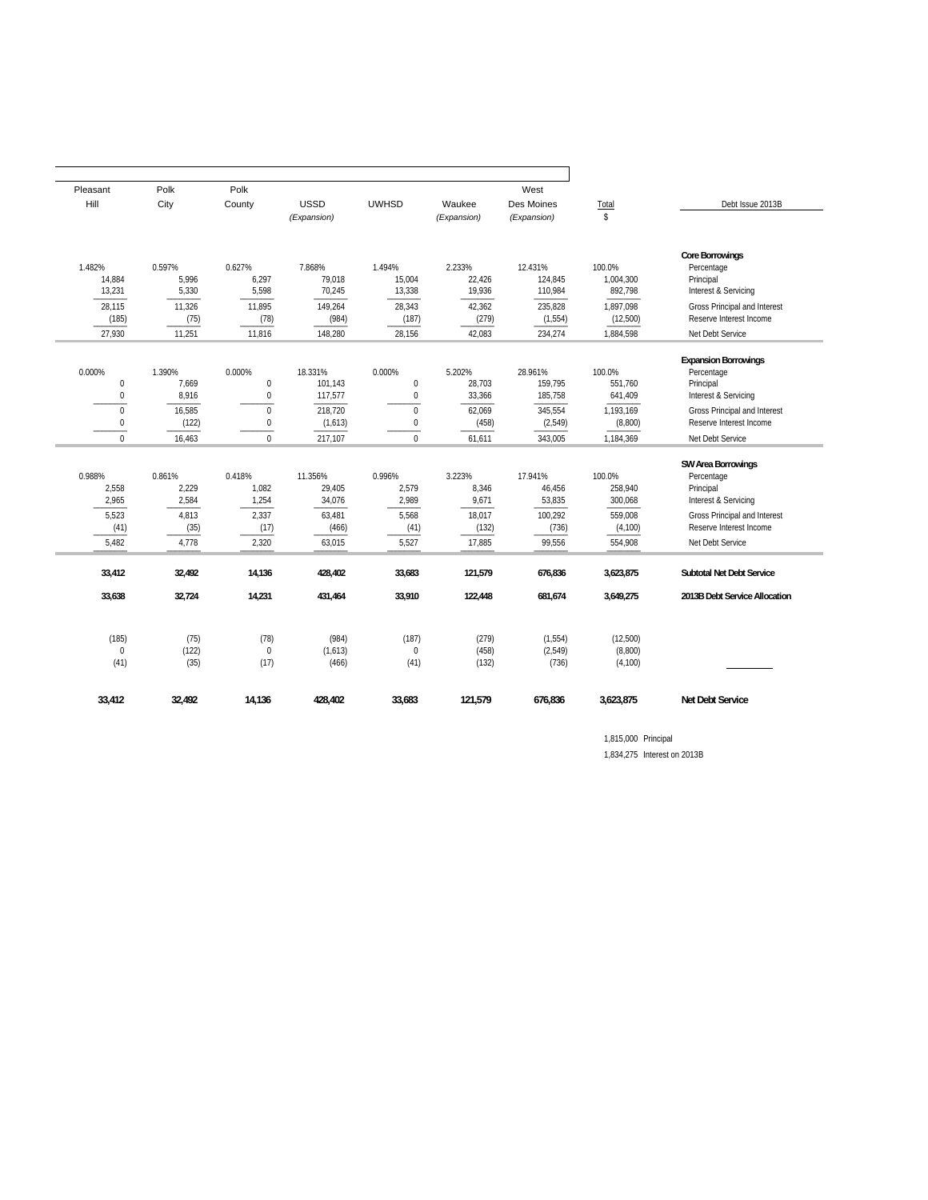| Pleasant Hill | Polk City | Polk County | USSD *(Expansion)* | UWHSD | Waukee *(Expansion)* | West Des Moines *(Expansion)* | Total $ | Debt Issue 2013B |
|---|---|---|---|---|---|---|---|---|
| | | | | | | | | **Core Borrowings** |
| 1.482% | 0.597% | 0.627% | 7.868% | 1.494% | 2.233% | 12.431% | 100.0% | Percentage |
| 14,884 | 5,996 | 6,297 | 79,018 | 15,004 | 22,426 | 124,845 | 1,004,300 | Principal |
| 13,231 | 5,330 | 5,598 | 70,245 | 13,338 | 19,936 | 110,984 | 892,798 | Interest & Servicing |
| 28,115 | 11,326 | 11,895 | 149,264 | 28,343 | 42,362 | 235,828 | 1,897,098 | Gross Principal and Interest |
| (185) | (75) | (78) | (984) | (187) | (279) | (1,554) | (12,500) | Reserve Interest Income |
| 27,930 | 11,251 | 11,816 | 148,280 | 28,156 | 42,083 | 234,274 | 1,884,598 | Net Debt Service |
| | | | | | | | | **Expansion Borrowings** |
| 0.000% | 1.390% | 0.000% | 18.331% | 0.000% | 5.202% | 28.961% | 100.0% | Percentage |
| 0 | 7,669 | 0 | 101,143 | 0 | 28,703 | 159,795 | 551,760 | Principal |
| 0 | 8,916 | 0 | 117,577 | 0 | 33,366 | 185,758 | 641,409 | Interest & Servicing |
| 0 | 16,585 | 0 | 218,720 | 0 | 62,069 | 345,554 | 1,193,169 | Gross Principal and Interest |
| 0 | (122) | 0 | (1,613) | 0 | (458) | (2,549) | (8,800) | Reserve Interest Income |
| 0 | 16,463 | 0 | 217,107 | 0 | 61,611 | 343,005 | 1,184,369 | Net Debt Service |
| | | | | | | | | **SW Area Borrowings** |
| 0.988% | 0.861% | 0.418% | 11.356% | 0.996% | 3.223% | 17.941% | 100.0% | Percentage |
| 2,558 | 2,229 | 1,082 | 29,405 | 2,579 | 8,346 | 46,456 | 258,940 | Principal |
| 2,965 | 2,584 | 1,254 | 34,076 | 2,989 | 9,671 | 53,835 | 300,068 | Interest & Servicing |
| 5,523 | 4,813 | 2,337 | 63,481 | 5,568 | 18,017 | 100,292 | 559,008 | Gross Principal and Interest |
| (41) | (35) | (17) | (466) | (41) | (132) | (736) | (4,100) | Reserve Interest Income |
| 5,482 | 4,778 | 2,320 | 63,015 | 5,527 | 17,885 | 99,556 | 554,908 | Net Debt Service |
| **33,412** | **32,492** | **14,136** | **428,402** | **33,683** | **121,579** | **676,836** | **3,623,875** | **Subtotal Net Debt Service** |
| **33,638** | **32,724** | **14,231** | **431,464** | **33,910** | **122,448** | **681,674** | **3,649,275** | **2013B Debt Service Allocation** |
| (185) | (75) | (78) | (984) | (187) | (279) | (1,554) | (12,500) | |
| 0 | (122) | 0 | (1,613) | 0 | (458) | (2,549) | (8,800) | |
| (41) | (35) | (17) | (466) | (41) | (132) | (736) | (4,100) | |
| **33,412** | **32,492** | **14,136** | **428,402** | **33,683** | **121,579** | **676,836** | **3,623,875** | **Net Debt Service** |

1,815,000 Principal

1,834,275 Interest on 2013B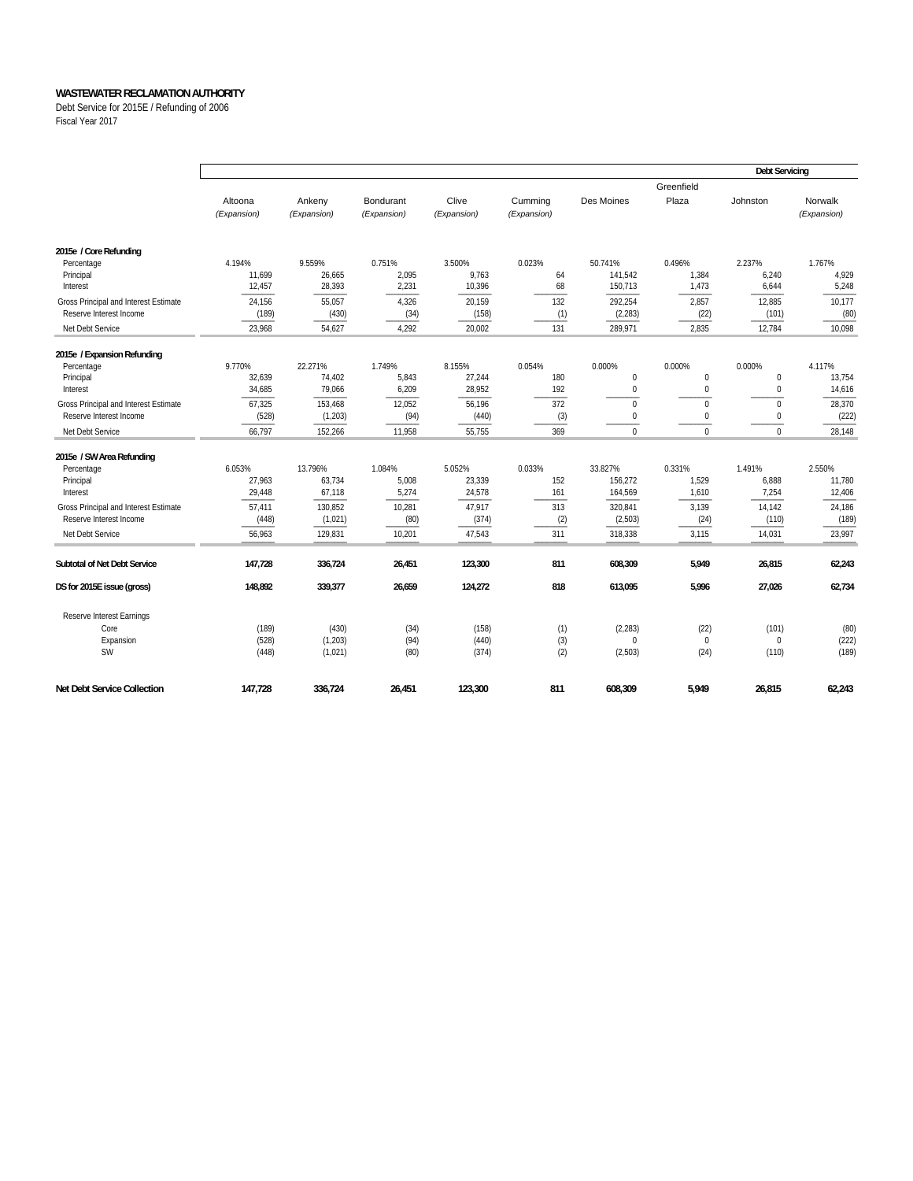**WASTEWATER RECLAMATION AUTHORITY**

Debt Service for 2015E / Refunding of 2006

Fiscal Year 2017

| | | | | | | | | Debt Servicing | |
|---|---|---|---|---|---|---|---|---|---|
| | Altoona *(Expansion)* | Ankeny *(Expansion)* | Bondurant *(Expansion)* | Clive *(Expansion)* | Cumming *(Expansion)* | Des Moines | Greenfield Plaza | Johnston | Norwalk *(Expansion)* |
| **2015e / Core Refunding** | | | | | | | | | |
| Percentage | 4.194% | 9.559% | 0.751% | 3.500% | 0.023% | 50.741% | 0.496% | 2.237% | 1.767% |
| Principal | 11,699 | 26,665 | 2,095 | 9,763 | 64 | 141,542 | 1,384 | 6,240 | 4,929 |
| Interest | 12,457 | 28,393 | 2,231 | 10,396 | 68 | 150,713 | 1,473 | 6,644 | 5,248 |
| Gross Principal and Interest Estimate | 24,156 | 55,057 | 4,326 | 20,159 | 132 | 292,254 | 2,857 | 12,885 | 10,177 |
| Reserve Interest Income | (189) | (430) | (34) | (158) | (1) | (2,283) | (22) | (101) | (80) |
| Net Debt Service | 23,968 | 54,627 | 4,292 | 20,002 | 131 | 289,971 | 2,835 | 12,784 | 10,098 |
| **2015e / Expansion Refunding** | | | | | | | | | |
| Percentage | 9.770% | 22.271% | 1.749% | 8.155% | 0.054% | 0.000% | 0.000% | 0.000% | 4.117% |
| Principal | 32,639 | 74,402 | 5,843 | 27,244 | 180 | 0 | 0 | 0 | 13,754 |
| Interest | 34,685 | 79,066 | 6,209 | 28,952 | 192 | 0 | 0 | 0 | 14,616 |
| Gross Principal and Interest Estimate | 67,325 | 153,468 | 12,052 | 56,196 | 372 | 0 | 0 | 0 | 28,370 |
| Reserve Interest Income | (528) | (1,203) | (94) | (440) | (3) | 0 | 0 | 0 | (222) |
| Net Debt Service | 66,797 | 152,266 | 11,958 | 55,755 | 369 | 0 | 0 | 0 | 28,148 |
| **2015e / SW Area Refunding** | | | | | | | | | |
| Percentage | 6.053% | 13.796% | 1.084% | 5.052% | 0.033% | 33.827% | 0.331% | 1.491% | 2.550% |
| Principal | 27,963 | 63,734 | 5,008 | 23,339 | 152 | 156,272 | 1,529 | 6,888 | 11,780 |
| Interest | 29,448 | 67,118 | 5,274 | 24,578 | 161 | 164,569 | 1,610 | 7,254 | 12,406 |
| Gross Principal and Interest Estimate | 57,411 | 130,852 | 10,281 | 47,917 | 313 | 320,841 | 3,139 | 14,142 | 24,186 |
| Reserve Interest Income | (448) | (1,021) | (80) | (374) | (2) | (2,503) | (24) | (110) | (189) |
| Net Debt Service | 56,963 | 129,831 | 10,201 | 47,543 | 311 | 318,338 | 3,115 | 14,031 | 23,997 |
| **Subtotal of Net Debt Service** | **147,728** | **336,724** | **26,451** | **123,300** | **811** | **608,309** | **5,949** | **26,815** | **62,243** |
| **DS for 2015E issue (gross)** | **148,892** | **339,377** | **26,659** | **124,272** | **818** | **613,095** | **5,996** | **27,026** | **62,734** |
| Reserve Interest Earnings | | | | | | | | | |
| Core | (189) | (430) | (34) | (158) | (1) | (2,283) | (22) | (101) | (80) |
| Expansion | (528) | (1,203) | (94) | (440) | (3) | 0 | 0 | 0 | (222) |
| SW | (448) | (1,021) | (80) | (374) | (2) | (2,503) | (24) | (110) | (189) |
| **Net Debt Service Collection** | **147,728** | **336,724** | **26,451** | **123,300** | **811** | **608,309** | **5,949** | **26,815** | **62,243** |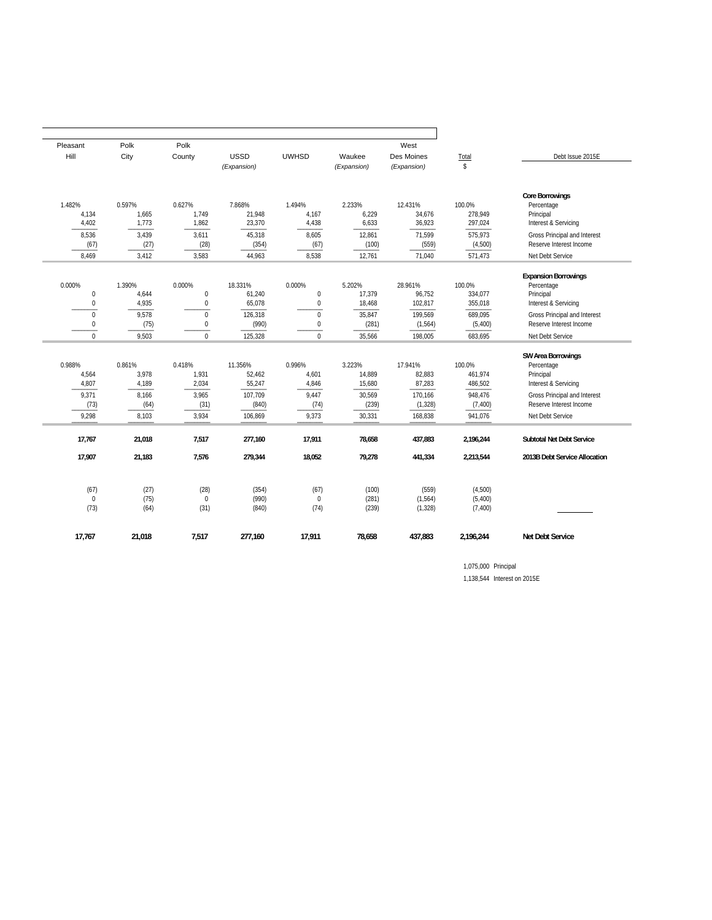| Pleasant Hill | Polk City | Polk County | USSD (Expansion) | UWHSD | Waukee (Expansion) | West Des Moines (Expansion) | Total $ | Debt Issue 2015E |
|---|---|---|---|---|---|---|---|---|
| | | | | | | | | **Core Borrowings** |
| 1.482% | 0.597% | 0.627% | 7.868% | 1.494% | 2.233% | 12.431% | 100.0% | Percentage |
| 4,134 | 1,665 | 1,749 | 21,948 | 4,167 | 6,229 | 34,676 | 278,949 | Principal |
| 4,402 | 1,773 | 1,862 | 23,370 | 4,438 | 6,633 | 36,923 | 297,024 | Interest & Servicing |
| 8,536 | 3,439 | 3,611 | 45,318 | 8,605 | 12,861 | 71,599 | 575,973 | Gross Principal and Interest |
| (67) | (27) | (28) | (354) | (67) | (100) | (559) | (4,500) | Reserve Interest Income |
| 8,469 | 3,412 | 3,583 | 44,963 | 8,538 | 12,761 | 71,040 | 571,473 | Net Debt Service |
| | | | | | | | | **Expansion Borrowings** |
| 0.000% | 1.390% | 0.000% | 18.331% | 0.000% | 5.202% | 28.961% | 100.0% | Percentage |
| 0 | 4,644 | 0 | 61,240 | 0 | 17,379 | 96,752 | 334,077 | Principal |
| 0 | 4,935 | 0 | 65,078 | 0 | 18,468 | 102,817 | 355,018 | Interest & Servicing |
| 0 | 9,578 | 0 | 126,318 | 0 | 35,847 | 199,569 | 689,095 | Gross Principal and Interest |
| 0 | (75) | 0 | (990) | 0 | (281) | (1,564) | (5,400) | Reserve Interest Income |
| 0 | 9,503 | 0 | 125,328 | 0 | 35,566 | 198,005 | 683,695 | Net Debt Service |
| | | | | | | | | **SW Area Borrowings** |
| 0.988% | 0.861% | 0.418% | 11.356% | 0.996% | 3.223% | 17.941% | 100.0% | Percentage |
| 4,564 | 3,978 | 1,931 | 52,462 | 4,601 | 14,889 | 82,883 | 461,974 | Principal |
| 4,807 | 4,189 | 2,034 | 55,247 | 4,846 | 15,680 | 87,283 | 486,502 | Interest & Servicing |
| 9,371 | 8,166 | 3,965 | 107,709 | 9,447 | 30,569 | 170,166 | 948,476 | Gross Principal and Interest |
| (73) | (64) | (31) | (840) | (74) | (239) | (1,328) | (7,400) | Reserve Interest Income |
| 9,298 | 8,103 | 3,934 | 106,869 | 9,373 | 30,331 | 168,838 | 941,076 | Net Debt Service |
| **17,767** | **21,018** | **7,517** | **277,160** | **17,911** | **78,658** | **437,883** | **2,196,244** | **Subtotal Net Debt Service** |
| **17,907** | **21,183** | **7,576** | **279,344** | **18,052** | **79,278** | **441,334** | **2,213,544** | **2013B Debt Service Allocation** |
| (67) | (27) | (28) | (354) | (67) | (100) | (559) | (4,500) | |
| 0 | (75) | 0 | (990) | 0 | (281) | (1,564) | (5,400) | |
| (73) | (64) | (31) | (840) | (74) | (239) | (1,328) | (7,400) | |
| **17,767** | **21,018** | **7,517** | **277,160** | **17,911** | **78,658** | **437,883** | **2,196,244** | **Net Debt Service** |

1,075,000 Principal

1,138,544 Interest on 2015E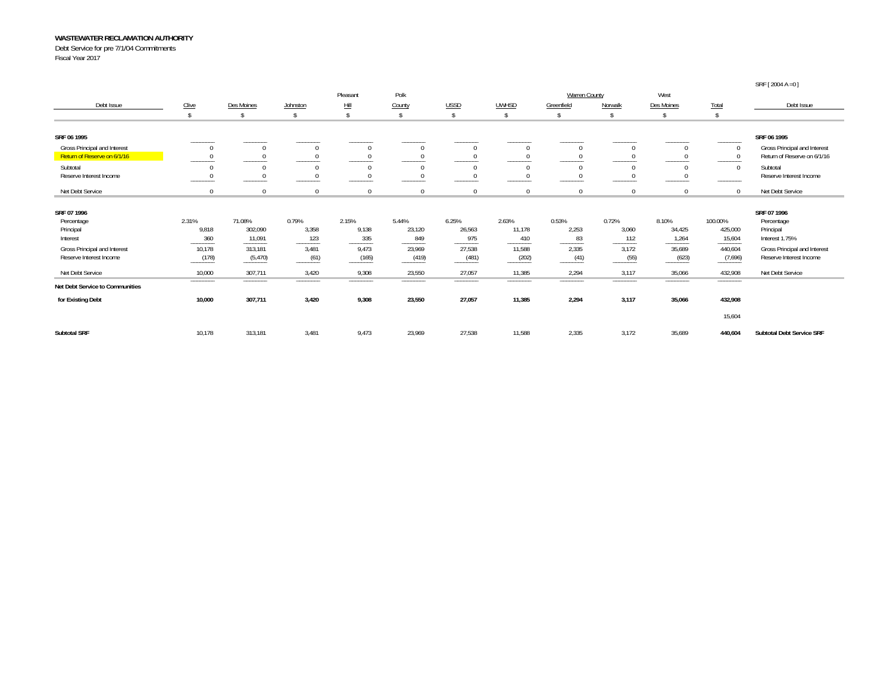**WASTEWATER RECLAMATION AUTHORITY**

Debt Service for pre 7/1/04 Commitments

Fiscal Year 2017

SRF [ 2004 A =0 ]

| Debt Issue | Clive | Des Moines | Johnston | Pleasant Hill | Polk County | USSD | UWHSD | Warren County Greenfield | Warren County Norwalk | West Des Moines | Total | Debt Issue |
|---|---|---|---|---|---|---|---|---|---|---|---|---|
| | $ | $ | $ | $ | $ | $ | $ | $ | $ | $ | $ | |
| **SRF 06 1995** | | | | | | | | | | | | **SRF 06 1995** |
| Gross Principal and Interest | 0 | 0 | 0 | 0 | 0 | 0 | 0 | 0 | 0 | 0 | 0 | Gross Principal and Interest |
| Return of Reserve on 6/1/16 | 0 | 0 | 0 | 0 | 0 | 0 | 0 | 0 | 0 | 0 | 0 | Return of Reserve on 6/1/16 |
| Subtotal | 0 | 0 | 0 | 0 | 0 | 0 | 0 | 0 | 0 | 0 | 0 | Subtotal |
| Reserve Interest Income | 0 | 0 | 0 | 0 | 0 | 0 | 0 | 0 | 0 | 0 | | Reserve Interest Income |
| Net Debt Service | 0 | 0 | 0 | 0 | 0 | 0 | 0 | 0 | 0 | 0 | 0 | Net Debt Service |
| **SRF 07 1996** | | | | | | | | | | | | **SRF 07 1996** |
| Percentage | 2.31% | 71.08% | 0.79% | 2.15% | 5.44% | 6.25% | 2.63% | 0.53% | 0.72% | 8.10% | 100.00% | Percentage |
| Principal | 9,818 | 302,090 | 3,358 | 9,138 | 23,120 | 26,563 | 11,178 | 2,253 | 3,060 | 34,425 | 425,000 | Principal |
| Interest | 360 | 11,091 | 123 | 335 | 849 | 975 | 410 | 83 | 112 | 1,264 | 15,604 | Interest 1.75% |
| Gross Principal and Interest | 10,178 | 313,181 | 3,481 | 9,473 | 23,969 | 27,538 | 11,588 | 2,335 | 3,172 | 35,689 | 440,604 | Gross Principal and Interest |
| Reserve Interest Income | (178) | (5,470) | (61) | (165) | (419) | (481) | (202) | (41) | (55) | (623) | (7,696) | Reserve Interest Income |
| Net Debt Service | 10,000 | 307,711 | 3,420 | 9,308 | 23,550 | 27,057 | 11,385 | 2,294 | 3,117 | 35,066 | 432,908 | Net Debt Service |
| **Net Debt Service to Communities** | | | | | | | | | | | | |
| **for Existing Debt** | **10,000** | **307,711** | **3,420** | **9,308** | **23,550** | **27,057** | **11,385** | **2,294** | **3,117** | **35,066** | **432,908** | |
| | | | | | | | | | | | 15,604 | |
| **Subtotal SRF** | 10,178 | 313,181 | 3,481 | 9,473 | 23,969 | 27,538 | 11,588 | 2,335 | 3,172 | 35,689 | **440,604** | **Subtotal Debt Service SRF** |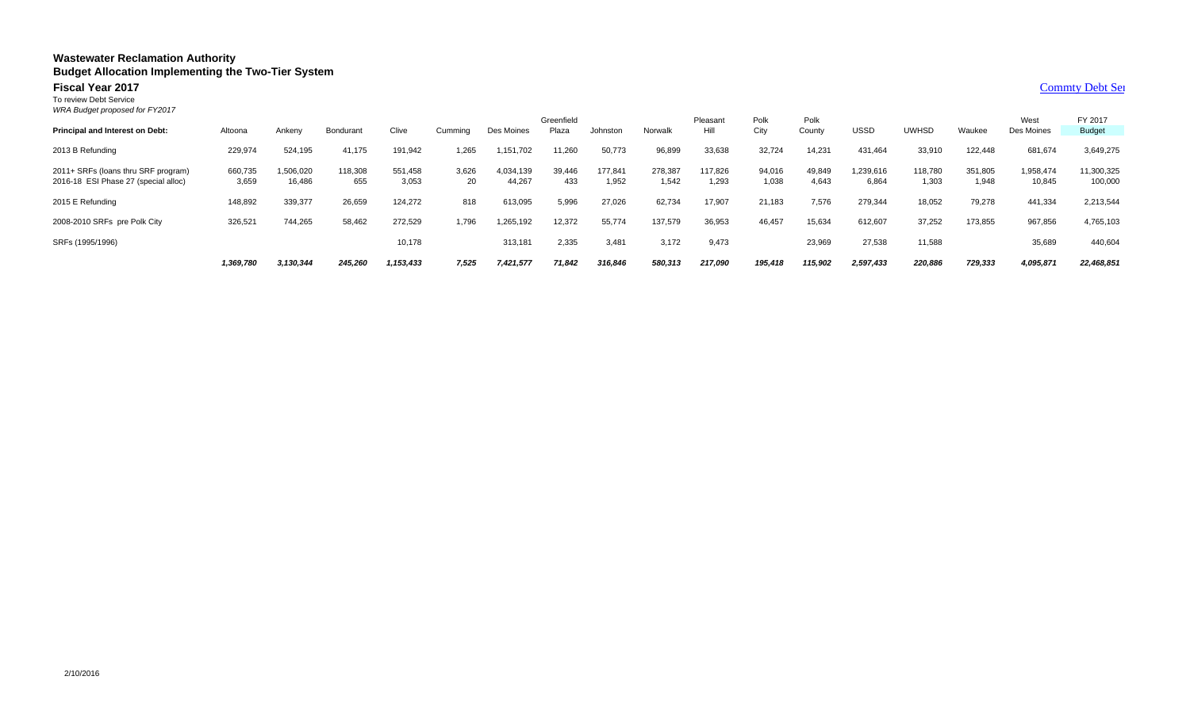**Wastewater Reclamation Authority**
**Budget Allocation Implementing the Two-Tier System**
**Fiscal Year 2017**
To review Debt Service
*WRA Budget proposed for FY2017*

Commty Debt Ser

| Principal and Interest on Debt: | Altoona | Ankeny | Bondurant | Clive | Cumming | Des Moines | Greenfield Plaza | Johnston | Norwalk | Pleasant Hill | Polk City | Polk County | USSD | UWHSD | Waukee | West Des Moines | FY 2017 Budget |
|---|---|---|---|---|---|---|---|---|---|---|---|---|---|---|---|---|---|
| 2013 B Refunding | 229,974 | 524,195 | 41,175 | 191,942 | 1,265 | 1,151,702 | 11,260 | 50,773 | 96,899 | 33,638 | 32,724 | 14,231 | 431,464 | 33,910 | 122,448 | 681,674 | 3,649,275 |
| 2011+ SRFs (loans thru SRF program) | 660,735 | 1,506,020 | 118,308 | 551,458 | 3,626 | 4,034,139 | 39,446 | 177,841 | 278,387 | 117,826 | 94,016 | 49,849 | 1,239,616 | 118,780 | 351,805 | 1,958,474 | 11,300,325 |
| 2016-18 ESI Phase 27 (special alloc) | 3,659 | 16,486 | 655 | 3,053 | 20 | 44,267 | 433 | 1,952 | 1,542 | 1,293 | 1,038 | 4,643 | 6,864 | 1,303 | 1,948 | 10,845 | 100,000 |
| 2015 E Refunding | 148,892 | 339,377 | 26,659 | 124,272 | 818 | 613,095 | 5,996 | 27,026 | 62,734 | 17,907 | 21,183 | 7,576 | 279,344 | 18,052 | 79,278 | 441,334 | 2,213,544 |
| 2008-2010 SRFs pre Polk City | 326,521 | 744,265 | 58,462 | 272,529 | 1,796 | 1,265,192 | 12,372 | 55,774 | 137,579 | 36,953 | 46,457 | 15,634 | 612,607 | 37,252 | 173,855 | 967,856 | 4,765,103 |
| SRFs (1995/1996) | | | | 10,178 | | 313,181 | 2,335 | 3,481 | 3,172 | 9,473 | | 23,969 | 27,538 | 11,588 | | 35,689 | 440,604 |
| | ***1,369,780*** | ***3,130,344*** | ***245,260*** | ***1,153,433*** | ***7,525*** | ***7,421,577*** | ***71,842*** | ***316,846*** | ***580,313*** | ***217,090*** | ***195,418*** | ***115,902*** | ***2,597,433*** | ***220,886*** | ***729,333*** | ***4,095,871*** | ***22,468,851*** |

2/10/2016